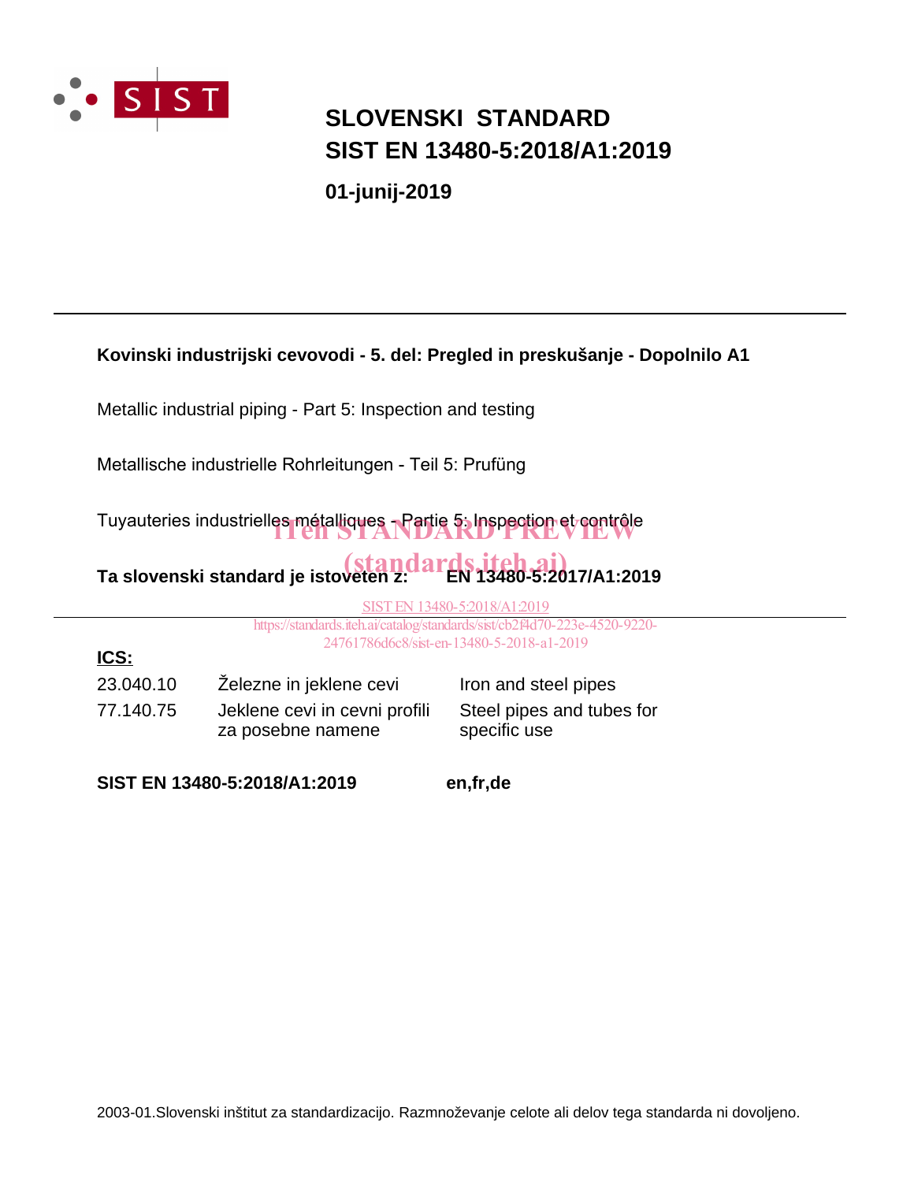# SLOVENSKI STANDARD
# SIST EN 13480-5:2018/A1:2019

**01-junij-2019**

---

**Kovinski industrijski cevovodi - 5. del: Pregled in preskušanje - Dopolnilo A1**

Metallic industrial piping - Part 5: Inspection and testing

Metallische industrielle Rohrleitungen - Teil 5: Prufüng

Tuyauteries industrielles métalliques - Partie 5: Inspection et contrôle

iTeh STANDARD PREVIEW
(standards.iteh.ai)

**Ta slovenski standard je istoveten z: EN 13480-5:2017/A1:2019**

SIST EN 13480-5:2018/A1:2019
https://standards.iteh.ai/catalog/standards/sist/cb2f4d70-223e-4520-9220-24761786d6c8/sist-en-13480-5-2018-a1-2019

---

**ICS:**

| | | |
|---|---|---|
| 23.040.10 | Železne in jeklene cevi | Iron and steel pipes |
| 77.140.75 | Jeklene cevi in cevni profili za posebne namene | Steel pipes and tubes for specific use |

**SIST EN 13480-5:2018/A1:2019** **en,fr,de**

2003-01.Slovenski inštitut za standardizacijo. Razmnoževanje celote ali delov tega standarda ni dovoljeno.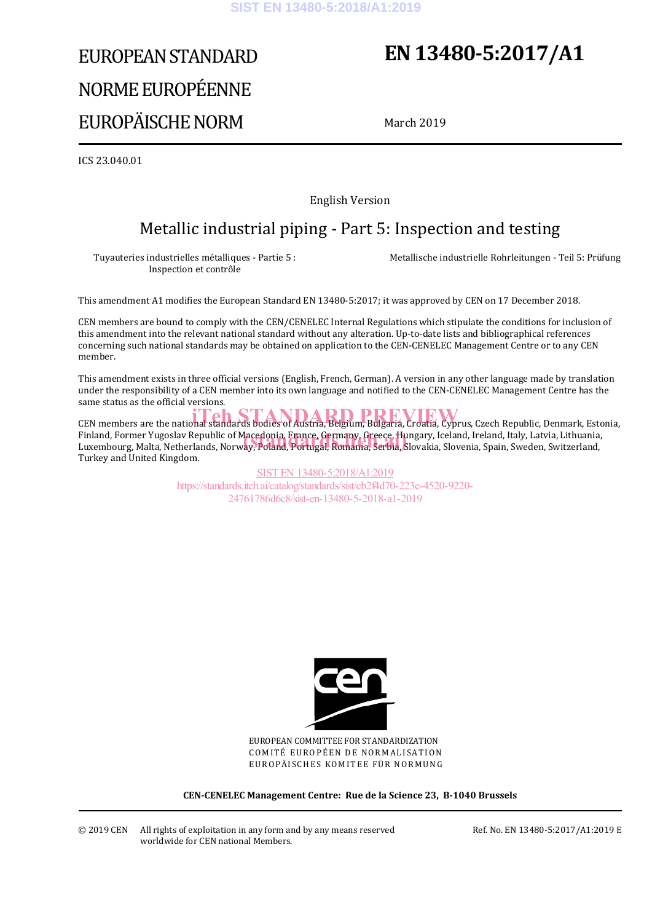# EUROPEAN STANDARD

# NORME EUROPÉENNE

# EUROPÄISCHE NORM

# EN 13480-5:2017/A1

March 2019

ICS 23.040.01

English Version

## Metallic industrial piping - Part 5: Inspection and testing

Tuyauteries industrielles métalliques - Partie 5 : Inspection et contrôle

Metallische industrielle Rohrleitungen - Teil 5: Prüfung

This amendment A1 modifies the European Standard EN 13480-5:2017; it was approved by CEN on 17 December 2018.

CEN members are bound to comply with the CEN/CENELEC Internal Regulations which stipulate the conditions for inclusion of this amendment into the relevant national standard without any alteration. Up-to-date lists and bibliographical references concerning such national standards may be obtained on application to the CEN-CENELEC Management Centre or to any CEN member.

This amendment exists in three official versions (English, French, German). A version in any other language made by translation under the responsibility of a CEN member into its own language and notified to the CEN-CENELEC Management Centre has the same status as the official versions.

CEN members are the national standards bodies of Austria, Belgium, Bulgaria, Croatia, Cyprus, Czech Republic, Denmark, Estonia, Finland, Former Yugoslav Republic of Macedonia, France, Germany, Greece, Hungary, Iceland, Ireland, Italy, Latvia, Lithuania, Luxembourg, Malta, Netherlands, Norway, Poland, Portugal, Romania, Serbia, Slovakia, Slovenia, Spain, Sweden, Switzerland, Turkey and United Kingdom.

EUROPEAN COMMITTEE FOR STANDARDIZATION
COMITÉ EUROPÉEN DE NORMALISATION
EUROPÄISCHES KOMITEE FÜR NORMUNG

**CEN-CENELEC Management Centre: Rue de la Science 23, B-1040 Brussels**

© 2019 CEN All rights of exploitation in any form and by any means reserved worldwide for CEN national Members.

Ref. No. EN 13480-5:2017/A1:2019 E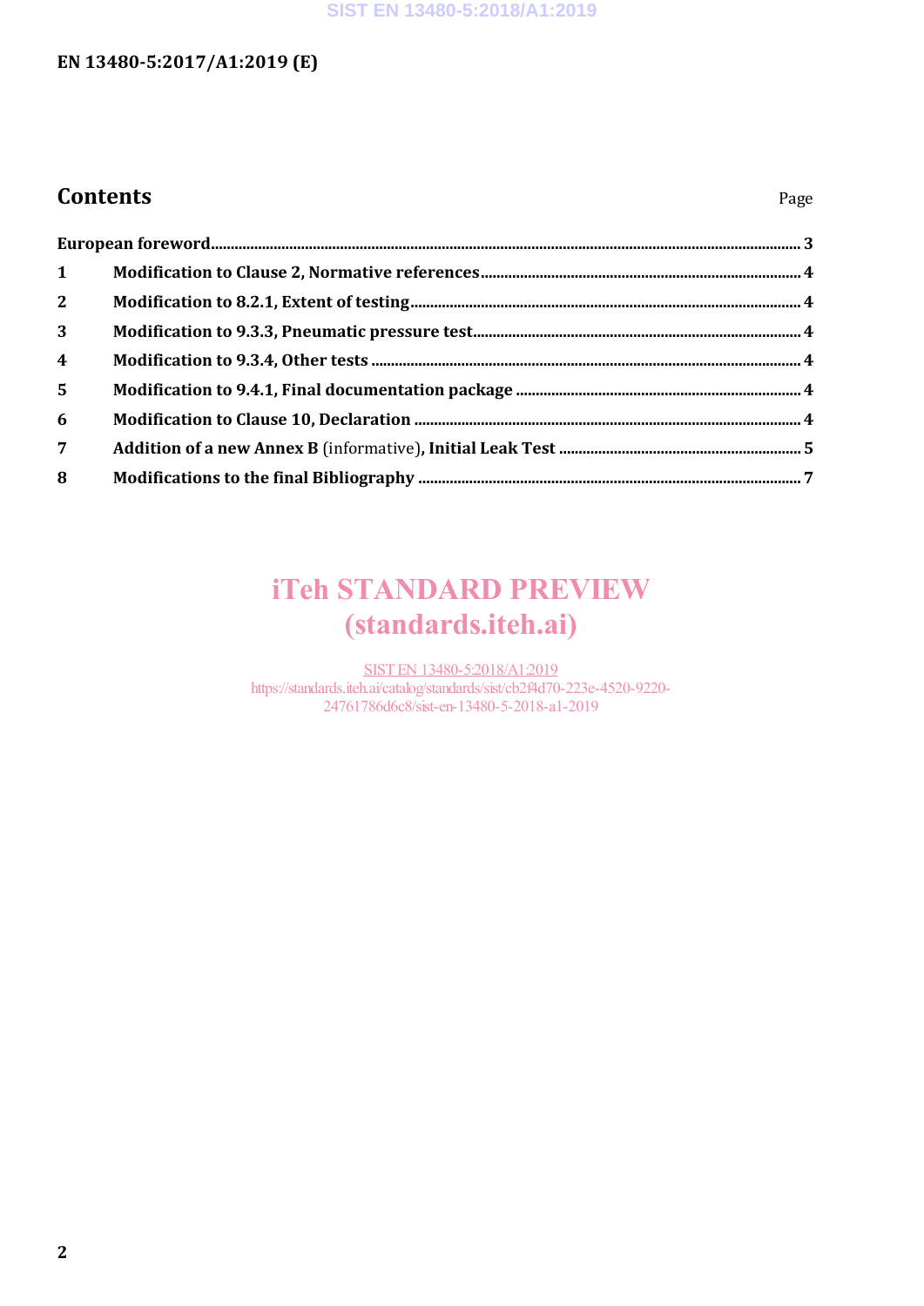## Contents

| | | Page |
|---|---|---|
| **European foreword** | | **3** |
| **1** | **Modification to Clause 2, Normative references** | **4** |
| **2** | **Modification to 8.2.1, Extent of testing** | **4** |
| **3** | **Modification to 9.3.3, Pneumatic pressure test** | **4** |
| **4** | **Modification to 9.3.4, Other tests** | **4** |
| **5** | **Modification to 9.4.1, Final documentation package** | **4** |
| **6** | **Modification to Clause 10, Declaration** | **4** |
| **7** | **Addition of a new Annex B** (informative)**, Initial Leak Test** | **5** |
| **8** | **Modifications to the final Bibliography** | **7** |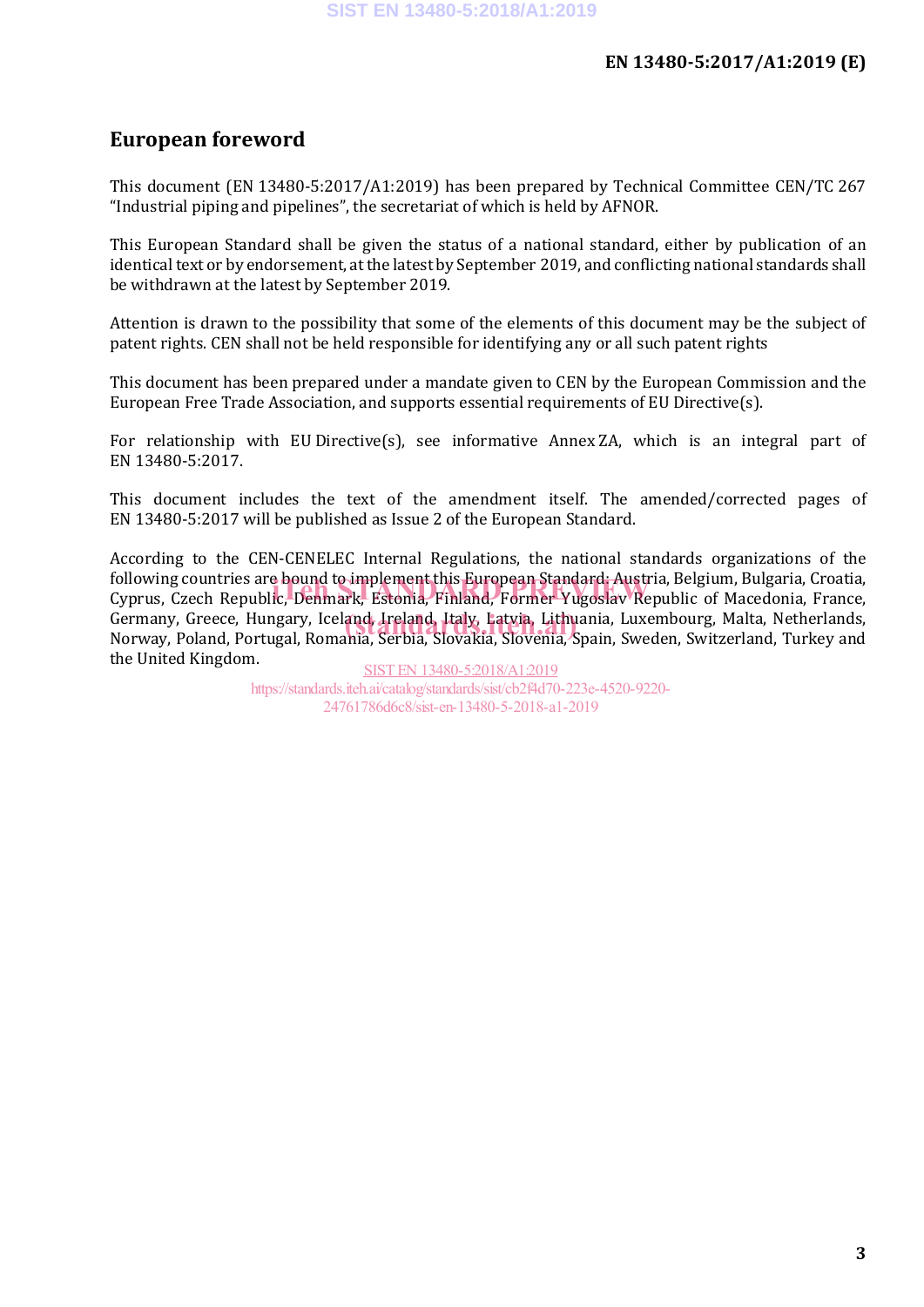# European foreword

This document (EN 13480-5:2017/A1:2019) has been prepared by Technical Committee CEN/TC 267 "Industrial piping and pipelines", the secretariat of which is held by AFNOR.

This European Standard shall be given the status of a national standard, either by publication of an identical text or by endorsement, at the latest by September 2019, and conflicting national standards shall be withdrawn at the latest by September 2019.

Attention is drawn to the possibility that some of the elements of this document may be the subject of patent rights. CEN shall not be held responsible for identifying any or all such patent rights

This document has been prepared under a mandate given to CEN by the European Commission and the European Free Trade Association, and supports essential requirements of EU Directive(s).

For relationship with EU Directive(s), see informative Annex ZA, which is an integral part of EN 13480-5:2017.

This document includes the text of the amendment itself. The amended/corrected pages of EN 13480-5:2017 will be published as Issue 2 of the European Standard.

According to the CEN-CENELEC Internal Regulations, the national standards organizations of the following countries are bound to implement this European Standard: Austria, Belgium, Bulgaria, Croatia, Cyprus, Czech Republic, Denmark, Estonia, Finland, Former Yugoslav Republic of Macedonia, France, Germany, Greece, Hungary, Iceland, Ireland, Italy, Latvia, Lithuania, Luxembourg, Malta, Netherlands, Norway, Poland, Portugal, Romania, Serbia, Slovakia, Slovenia, Spain, Sweden, Switzerland, Turkey and the United Kingdom.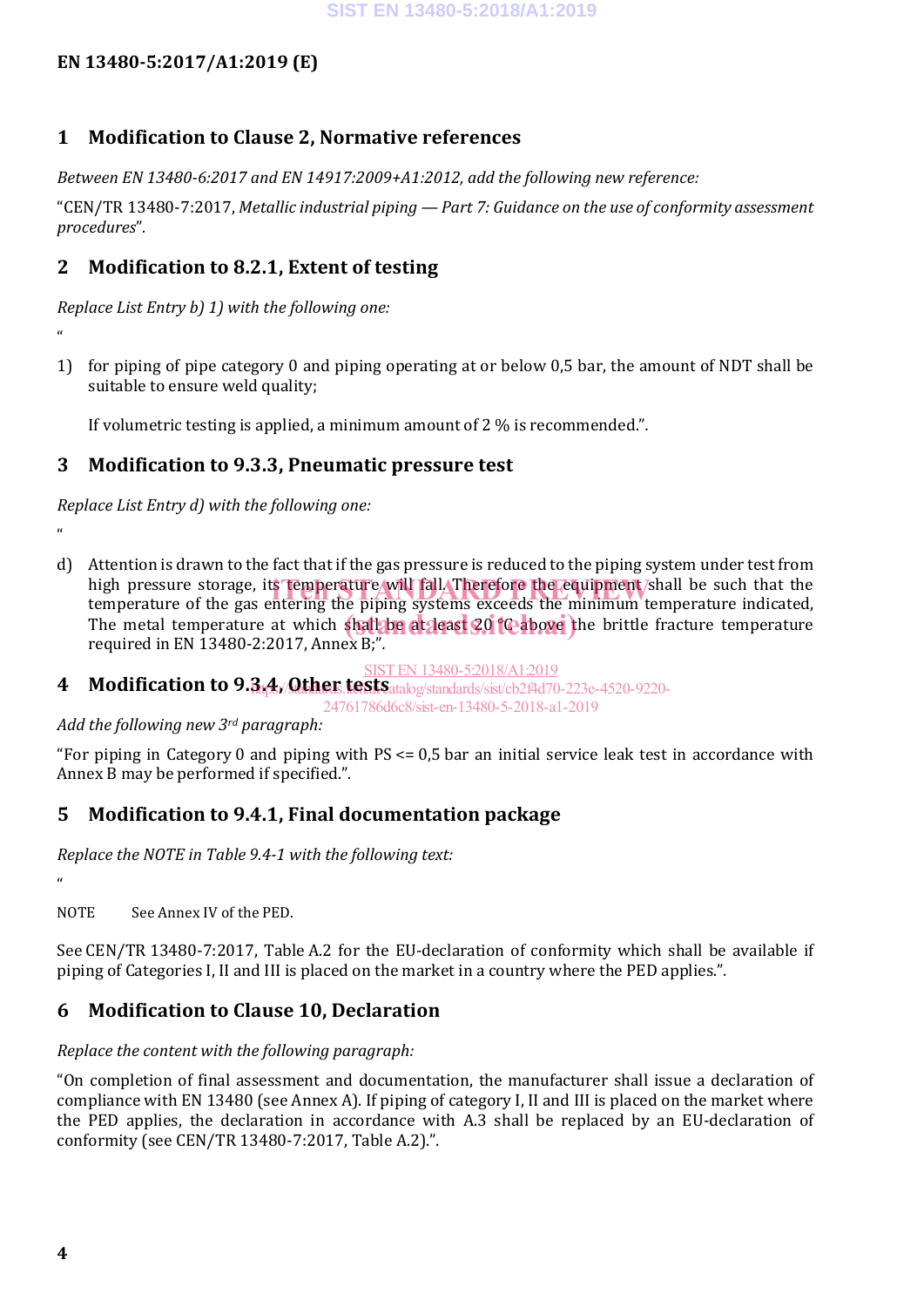## 1 Modification to Clause 2, Normative references

*Between EN 13480-6:2017 and EN 14917:2009+A1:2012, add the following new reference:*

"CEN/TR 13480-7:2017, *Metallic industrial piping — Part 7: Guidance on the use of conformity assessment procedures*".

## 2 Modification to 8.2.1, Extent of testing

*Replace List Entry b) 1) with the following one:*

"

1) for piping of pipe category 0 and piping operating at or below 0,5 bar, the amount of NDT shall be suitable to ensure weld quality;

   If volumetric testing is applied, a minimum amount of 2 % is recommended.".

## 3 Modification to 9.3.3, Pneumatic pressure test

*Replace List Entry d) with the following one:*

"

d) Attention is drawn to the fact that if the gas pressure is reduced to the piping system under test from high pressure storage, its temperature will fall. Therefore the equipment shall be such that the temperature of the gas entering the piping systems exceeds the minimum temperature indicated, The metal temperature at which shall be at least 20 °C above the brittle fracture temperature required in EN 13480-2:2017, Annex B;".

## 4 Modification to 9.3.4, Other tests

*Add the following new 3rd paragraph:*

"For piping in Category 0 and piping with PS <= 0,5 bar an initial service leak test in accordance with Annex B may be performed if specified.".

## 5 Modification to 9.4.1, Final documentation package

*Replace the NOTE in Table 9.4-1 with the following text:*

"

NOTE See Annex IV of the PED.

See CEN/TR 13480-7:2017, Table A.2 for the EU-declaration of conformity which shall be available if piping of Categories I, II and III is placed on the market in a country where the PED applies.".

## 6 Modification to Clause 10, Declaration

*Replace the content with the following paragraph:*

"On completion of final assessment and documentation, the manufacturer shall issue a declaration of compliance with EN 13480 (see Annex A). If piping of category I, II and III is placed on the market where the PED applies, the declaration in accordance with A.3 shall be replaced by an EU-declaration of conformity (see CEN/TR 13480-7:2017, Table A.2).".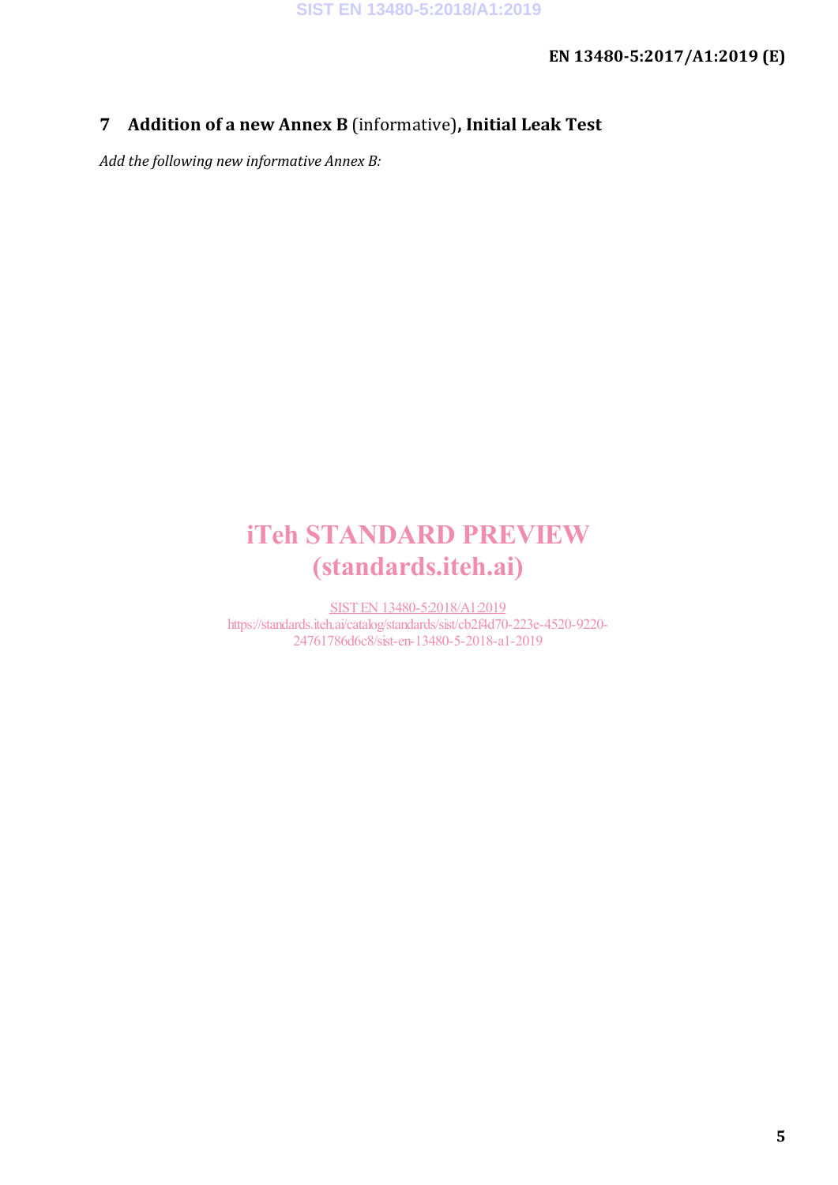## 7 Addition of a new Annex B (informative), Initial Leak Test

*Add the following new informative Annex B:*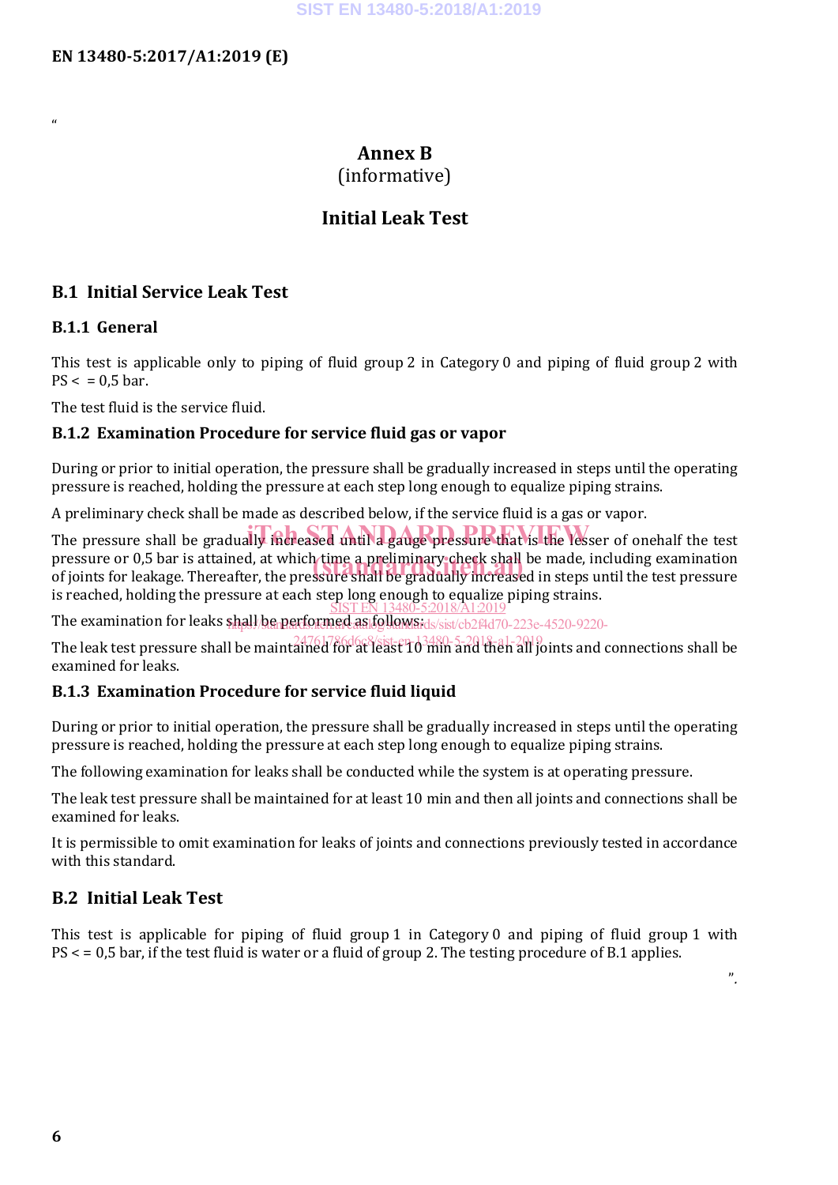"

# Annex B
(informative)

# Initial Leak Test

## B.1 Initial Service Leak Test

### B.1.1 General

This test is applicable only to piping of fluid group 2 in Category 0 and piping of fluid group 2 with PS < = 0,5 bar.

The test fluid is the service fluid.

### B.1.2 Examination Procedure for service fluid gas or vapor

During or prior to initial operation, the pressure shall be gradually increased in steps until the operating pressure is reached, holding the pressure at each step long enough to equalize piping strains.

A preliminary check shall be made as described below, if the service fluid is a gas or vapor.

The pressure shall be gradually increased until a gauge pressure that is the lesser of onehalf the test pressure or 0,5 bar is attained, at which time a preliminary check shall be made, including examination of joints for leakage. Thereafter, the pressure shall be gradually increased in steps until the test pressure is reached, holding the pressure at each step long enough to equalize piping strains.

The examination for leaks shall be performed as follows:

The leak test pressure shall be maintained for at least 10 min and then all joints and connections shall be examined for leaks.

### B.1.3 Examination Procedure for service fluid liquid

During or prior to initial operation, the pressure shall be gradually increased in steps until the operating pressure is reached, holding the pressure at each step long enough to equalize piping strains.

The following examination for leaks shall be conducted while the system is at operating pressure.

The leak test pressure shall be maintained for at least 10 min and then all joints and connections shall be examined for leaks.

It is permissible to omit examination for leaks of joints and connections previously tested in accordance with this standard.

## B.2 Initial Leak Test

This test is applicable for piping of fluid group 1 in Category 0 and piping of fluid group 1 with PS < = 0,5 bar, if the test fluid is water or a fluid of group 2. The testing procedure of B.1 applies.

".